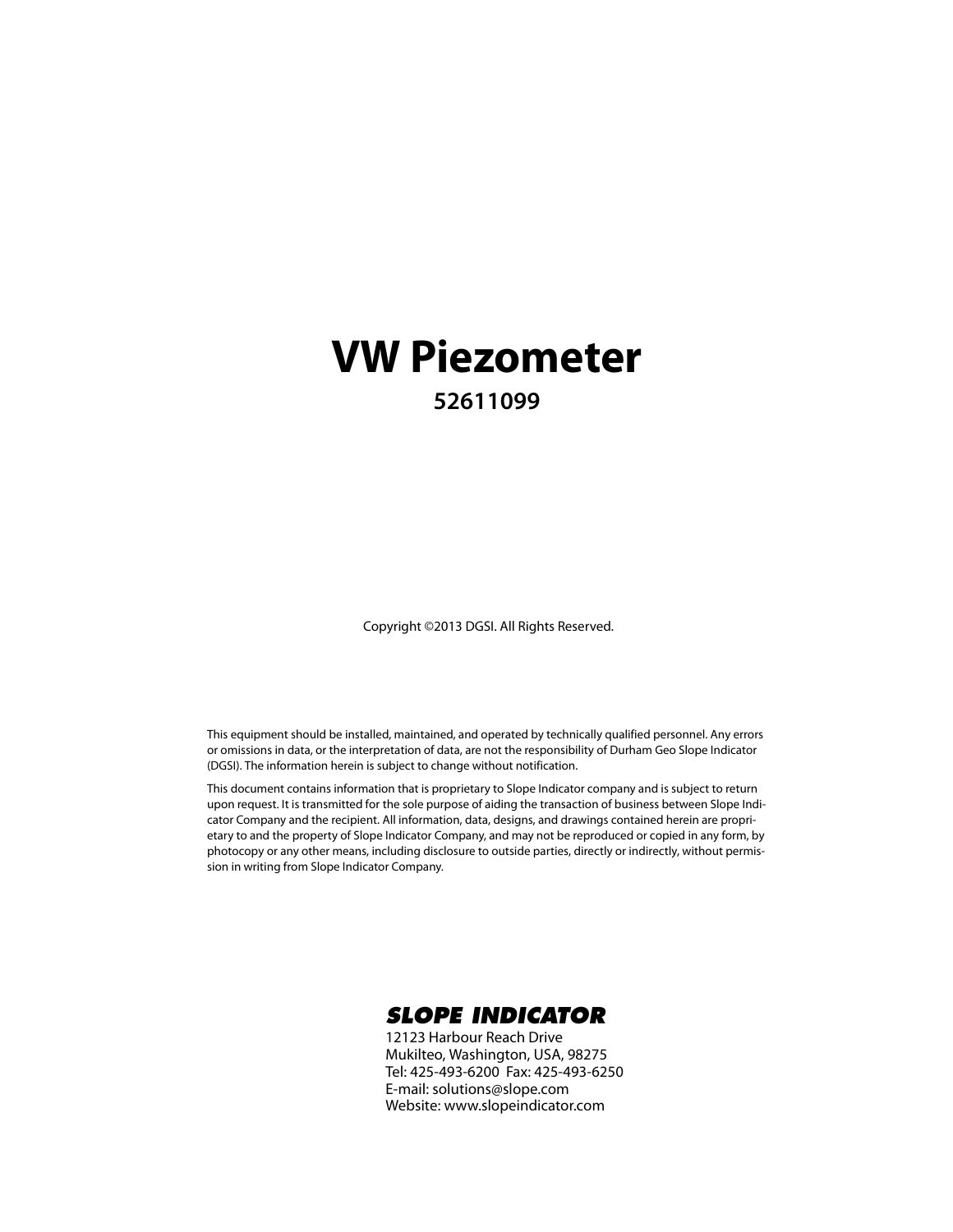# VW Piezometer

**52611099**

Copyright ©2013 DGSI. All Rights Reserved.

This equipment should be installed, maintained, and operated by technically qualified personnel. Any errors or omissions in data, or the interpretation of data, are not the responsibility of Durham Geo Slope Indicator (DGSI). The information herein is subject to change without notification.

This document contains information that is proprietary to Slope Indicator company and is subject to return upon request. It is transmitted for the sole purpose of aiding the transaction of business between Slope Indicator Company and the recipient. All information, data, designs, and drawings contained herein are proprietary to and the property of Slope Indicator Company, and may not be reproduced or copied in any form, by photocopy or any other means, including disclosure to outside parties, directly or indirectly, without permission in writing from Slope Indicator Company.

***SLOPE INDICATOR***
12123 Harbour Reach Drive
Mukilteo, Washington, USA, 98275
Tel: 425-493-6200 Fax: 425-493-6250
E-mail: solutions@slope.com
Website: www.slopeindicator.com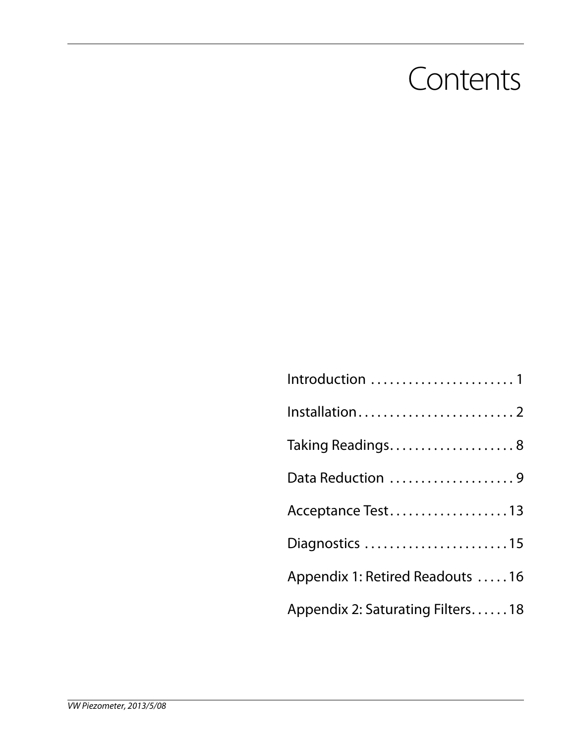# Contents

Introduction . . . . . . . . . . . . . . . . . . . . . . . 1

Installation . . . . . . . . . . . . . . . . . . . . . . . . . 2

Taking Readings . . . . . . . . . . . . . . . . . . . . 8

Data Reduction . . . . . . . . . . . . . . . . . . . . 9

Acceptance Test . . . . . . . . . . . . . . . . . . . 13

Diagnostics . . . . . . . . . . . . . . . . . . . . . . . 15

Appendix 1: Retired Readouts . . . . . 16

Appendix 2: Saturating Filters . . . . . . 18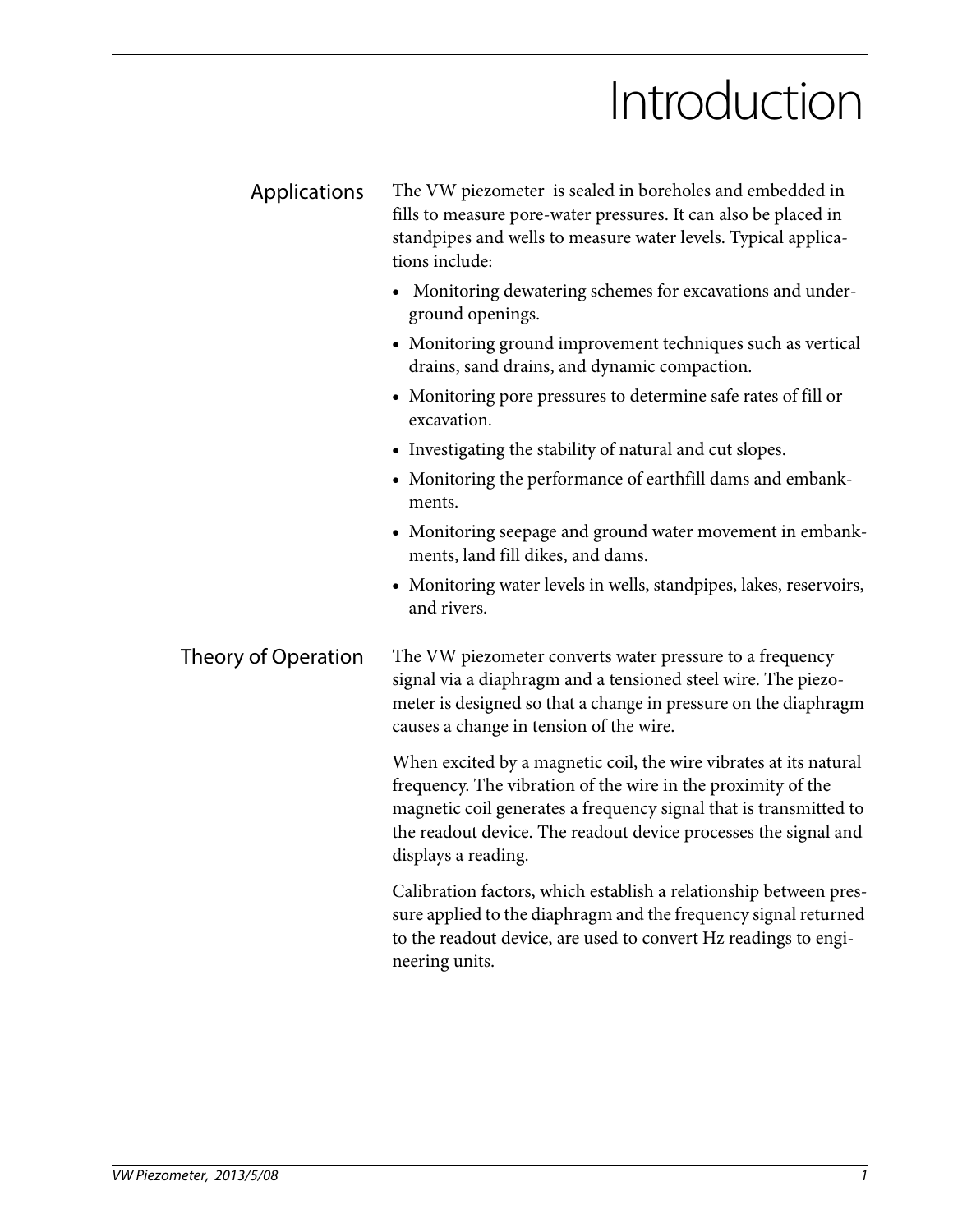# Introduction

## Applications

The VW piezometer is sealed in boreholes and embedded in fills to measure pore-water pressures. It can also be placed in standpipes and wells to measure water levels. Typical applications include:

- Monitoring dewatering schemes for excavations and underground openings.
- Monitoring ground improvement techniques such as vertical drains, sand drains, and dynamic compaction.
- Monitoring pore pressures to determine safe rates of fill or excavation.
- Investigating the stability of natural and cut slopes.
- Monitoring the performance of earthfill dams and embankments.
- Monitoring seepage and ground water movement in embankments, land fill dikes, and dams.
- Monitoring water levels in wells, standpipes, lakes, reservoirs, and rivers.

## Theory of Operation

The VW piezometer converts water pressure to a frequency signal via a diaphragm and a tensioned steel wire. The piezometer is designed so that a change in pressure on the diaphragm causes a change in tension of the wire.

When excited by a magnetic coil, the wire vibrates at its natural frequency. The vibration of the wire in the proximity of the magnetic coil generates a frequency signal that is transmitted to the readout device. The readout device processes the signal and displays a reading.

Calibration factors, which establish a relationship between pressure applied to the diaphragm and the frequency signal returned to the readout device, are used to convert Hz readings to engineering units.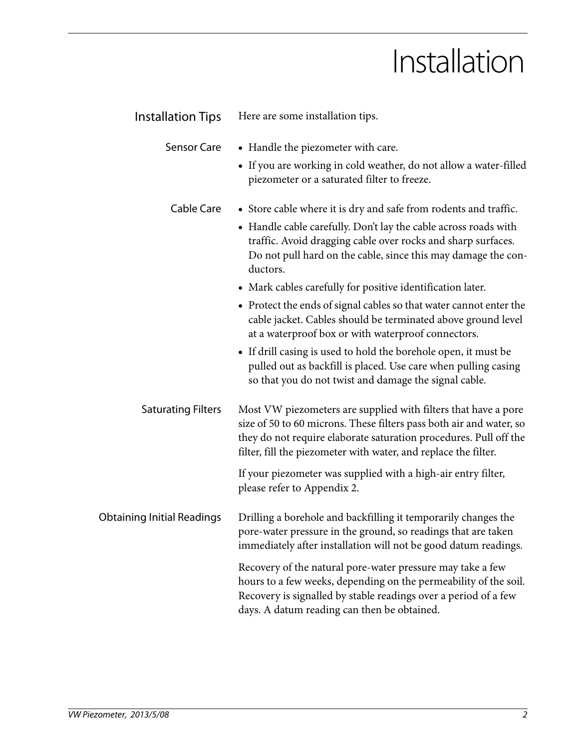# Installation

## Installation Tips

Here are some installation tips.

### Sensor Care

- Handle the piezometer with care.
- If you are working in cold weather, do not allow a water-filled piezometer or a saturated filter to freeze.

### Cable Care

- Store cable where it is dry and safe from rodents and traffic.
- Handle cable carefully. Don't lay the cable across roads with traffic. Avoid dragging cable over rocks and sharp surfaces. Do not pull hard on the cable, since this may damage the conductors.
- Mark cables carefully for positive identification later.
- Protect the ends of signal cables so that water cannot enter the cable jacket. Cables should be terminated above ground level at a waterproof box or with waterproof connectors.
- If drill casing is used to hold the borehole open, it must be pulled out as backfill is placed. Use care when pulling casing so that you do not twist and damage the signal cable.

## Saturating Filters

Most VW piezometers are supplied with filters that have a pore size of 50 to 60 microns. These filters pass both air and water, so they do not require elaborate saturation procedures. Pull off the filter, fill the piezometer with water, and replace the filter.

If your piezometer was supplied with a high-air entry filter, please refer to Appendix 2.

## Obtaining Initial Readings

Drilling a borehole and backfilling it temporarily changes the pore-water pressure in the ground, so readings that are taken immediately after installation will not be good datum readings.

Recovery of the natural pore-water pressure may take a few hours to a few weeks, depending on the permeability of the soil. Recovery is signalled by stable readings over a period of a few days. A datum reading can then be obtained.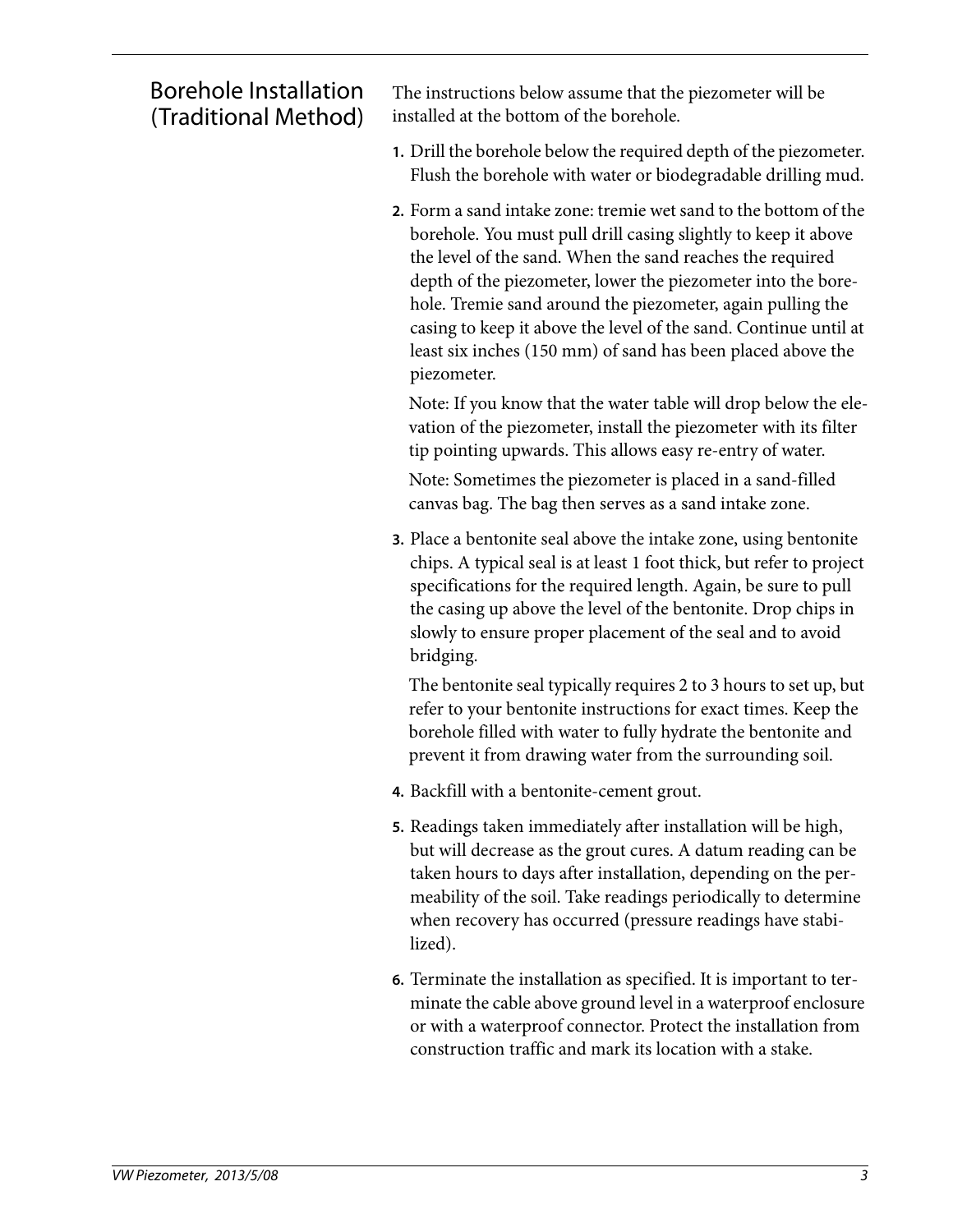## Borehole Installation (Traditional Method)

The instructions below assume that the piezometer will be installed at the bottom of the borehole.

1. Drill the borehole below the required depth of the piezometer. Flush the borehole with water or biodegradable drilling mud.
2. Form a sand intake zone: tremie wet sand to the bottom of the borehole. You must pull drill casing slightly to keep it above the level of the sand. When the sand reaches the required depth of the piezometer, lower the piezometer into the borehole. Tremie sand around the piezometer, again pulling the casing to keep it above the level of the sand. Continue until at least six inches (150 mm) of sand has been placed above the piezometer.

   Note: If you know that the water table will drop below the elevation of the piezometer, install the piezometer with its filter tip pointing upwards. This allows easy re-entry of water.

   Note: Sometimes the piezometer is placed in a sand-filled canvas bag. The bag then serves as a sand intake zone.
3. Place a bentonite seal above the intake zone, using bentonite chips. A typical seal is at least 1 foot thick, but refer to project specifications for the required length. Again, be sure to pull the casing up above the level of the bentonite. Drop chips in slowly to ensure proper placement of the seal and to avoid bridging.

   The bentonite seal typically requires 2 to 3 hours to set up, but refer to your bentonite instructions for exact times. Keep the borehole filled with water to fully hydrate the bentonite and prevent it from drawing water from the surrounding soil.
4. Backfill with a bentonite-cement grout.
5. Readings taken immediately after installation will be high, but will decrease as the grout cures. A datum reading can be taken hours to days after installation, depending on the permeability of the soil. Take readings periodically to determine when recovery has occurred (pressure readings have stabilized).
6. Terminate the installation as specified. It is important to terminate the cable above ground level in a waterproof enclosure or with a waterproof connector. Protect the installation from construction traffic and mark its location with a stake.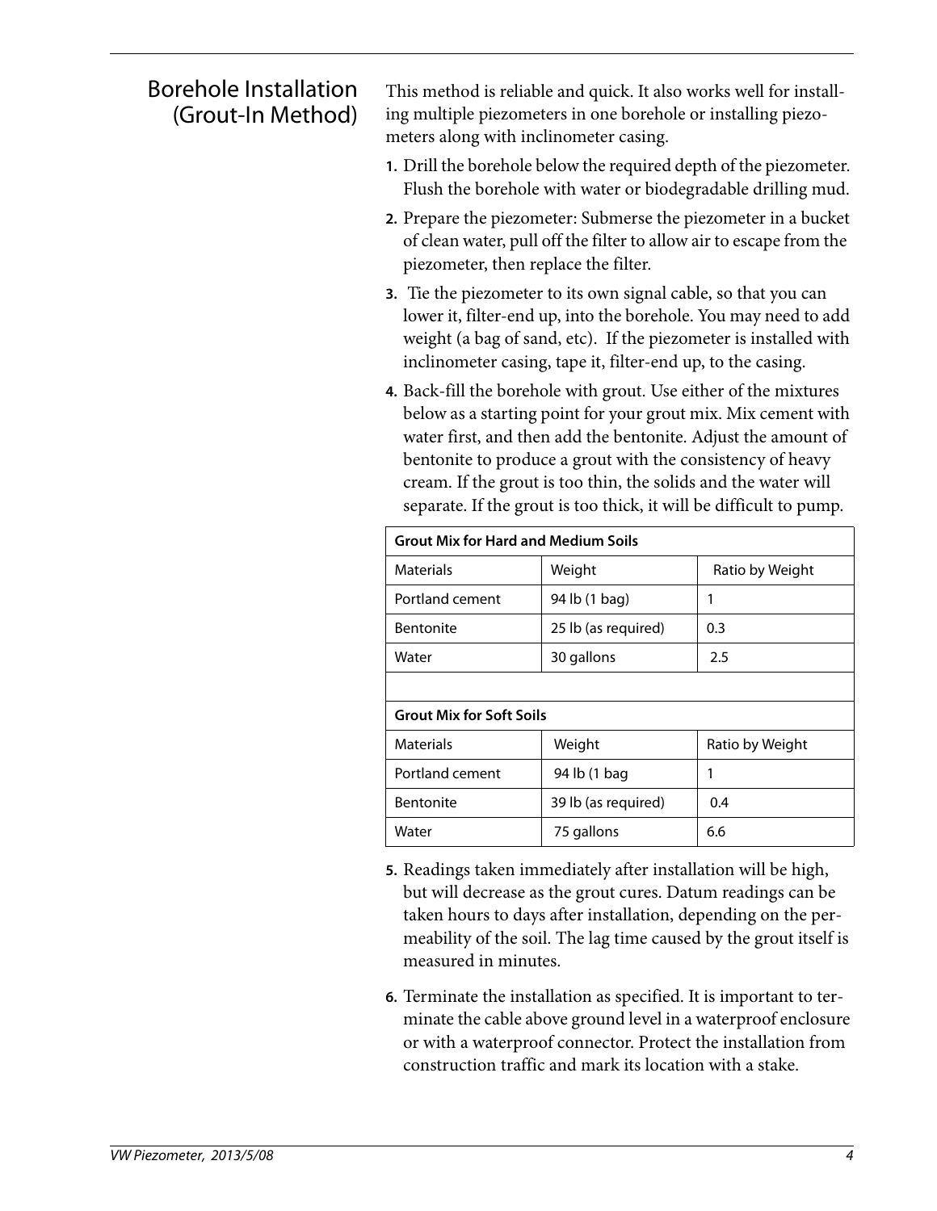## Borehole Installation (Grout-In Method)

This method is reliable and quick. It also works well for installing multiple piezometers in one borehole or installing piezometers along with inclinometer casing.

1. Drill the borehole below the required depth of the piezometer. Flush the borehole with water or biodegradable drilling mud.
2. Prepare the piezometer: Submerse the piezometer in a bucket of clean water, pull off the filter to allow air to escape from the piezometer, then replace the filter.
3. Tie the piezometer to its own signal cable, so that you can lower it, filter-end up, into the borehole. You may need to add weight (a bag of sand, etc). If the piezometer is installed with inclinometer casing, tape it, filter-end up, to the casing.
4. Back-fill the borehole with grout. Use either of the mixtures below as a starting point for your grout mix. Mix cement with water first, and then add the bentonite. Adjust the amount of bentonite to produce a grout with the consistency of heavy cream. If the grout is too thin, the solids and the water will separate. If the grout is too thick, it will be difficult to pump.

| **Grout Mix for Hard and Medium Soils** | | |
|---|---|---|
| Materials | Weight | Ratio by Weight |
| Portland cement | 94 lb (1 bag) | 1 |
| Bentonite | 25 lb (as required) | 0.3 |
| Water | 30 gallons | 2.5 |

| **Grout Mix for Soft Soils** | | |
|---|---|---|
| Materials | Weight | Ratio by Weight |
| Portland cement | 94 lb (1 bag | 1 |
| Bentonite | 39 lb (as required) | 0.4 |
| Water | 75 gallons | 6.6 |

5. Readings taken immediately after installation will be high, but will decrease as the grout cures. Datum readings can be taken hours to days after installation, depending on the permeability of the soil. The lag time caused by the grout itself is measured in minutes.
6. Terminate the installation as specified. It is important to terminate the cable above ground level in a waterproof enclosure or with a waterproof connector. Protect the installation from construction traffic and mark its location with a stake.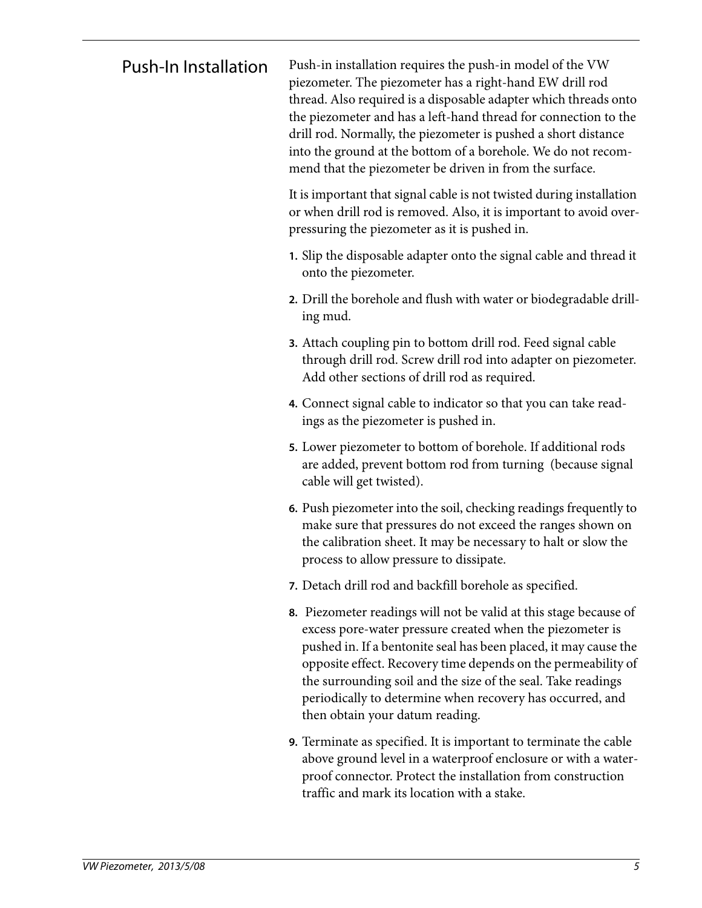## Push-In Installation

Push-in installation requires the push-in model of the VW piezometer. The piezometer has a right-hand EW drill rod thread. Also required is a disposable adapter which threads onto the piezometer and has a left-hand thread for connection to the drill rod. Normally, the piezometer is pushed a short distance into the ground at the bottom of a borehole. We do not recommend that the piezometer be driven in from the surface.

It is important that signal cable is not twisted during installation or when drill rod is removed. Also, it is important to avoid over-pressuring the piezometer as it is pushed in.

1. Slip the disposable adapter onto the signal cable and thread it onto the piezometer.
2. Drill the borehole and flush with water or biodegradable drilling mud.
3. Attach coupling pin to bottom drill rod. Feed signal cable through drill rod. Screw drill rod into adapter on piezometer. Add other sections of drill rod as required.
4. Connect signal cable to indicator so that you can take readings as the piezometer is pushed in.
5. Lower piezometer to bottom of borehole. If additional rods are added, prevent bottom rod from turning (because signal cable will get twisted).
6. Push piezometer into the soil, checking readings frequently to make sure that pressures do not exceed the ranges shown on the calibration sheet. It may be necessary to halt or slow the process to allow pressure to dissipate.
7. Detach drill rod and backfill borehole as specified.
8. Piezometer readings will not be valid at this stage because of excess pore-water pressure created when the piezometer is pushed in. If a bentonite seal has been placed, it may cause the opposite effect. Recovery time depends on the permeability of the surrounding soil and the size of the seal. Take readings periodically to determine when recovery has occurred, and then obtain your datum reading.
9. Terminate as specified. It is important to terminate the cable above ground level in a waterproof enclosure or with a waterproof connector. Protect the installation from construction traffic and mark its location with a stake.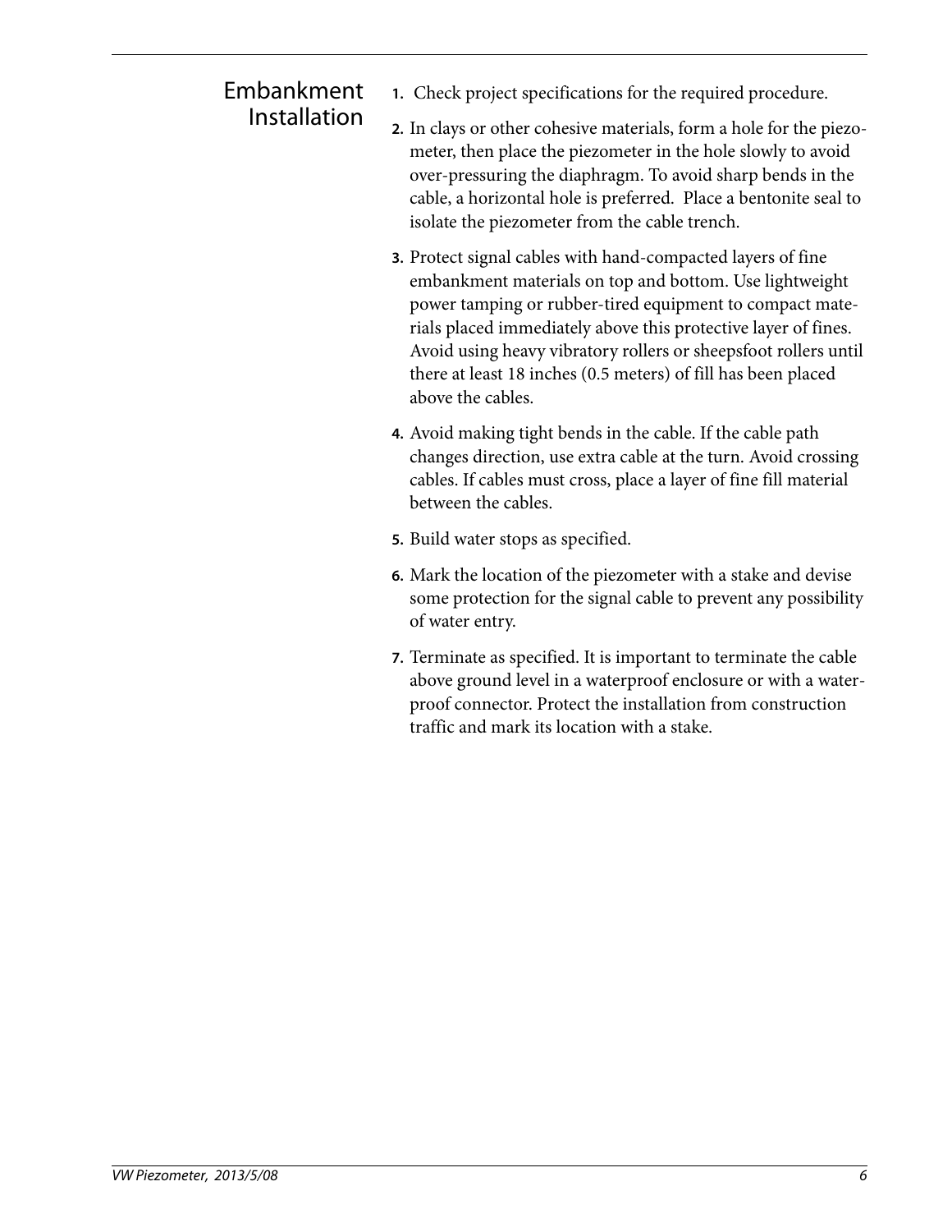## Embankment Installation

1. Check project specifications for the required procedure.

2. In clays or other cohesive materials, form a hole for the piezometer, then place the piezometer in the hole slowly to avoid over-pressuring the diaphragm. To avoid sharp bends in the cable, a horizontal hole is preferred. Place a bentonite seal to isolate the piezometer from the cable trench.

3. Protect signal cables with hand-compacted layers of fine embankment materials on top and bottom. Use lightweight power tamping or rubber-tired equipment to compact materials placed immediately above this protective layer of fines. Avoid using heavy vibratory rollers or sheepsfoot rollers until there at least 18 inches (0.5 meters) of fill has been placed above the cables.

4. Avoid making tight bends in the cable. If the cable path changes direction, use extra cable at the turn. Avoid crossing cables. If cables must cross, place a layer of fine fill material between the cables.

5. Build water stops as specified.

6. Mark the location of the piezometer with a stake and devise some protection for the signal cable to prevent any possibility of water entry.

7. Terminate as specified. It is important to terminate the cable above ground level in a waterproof enclosure or with a waterproof connector. Protect the installation from construction traffic and mark its location with a stake.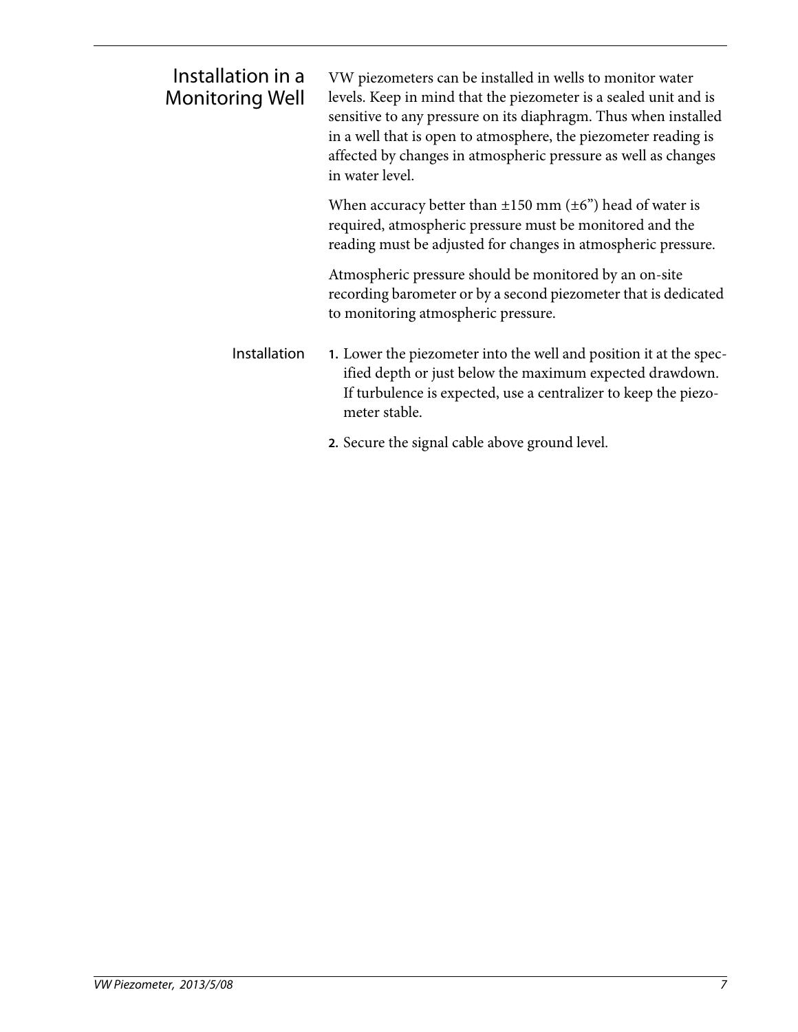## Installation in a Monitoring Well

VW piezometers can be installed in wells to monitor water levels. Keep in mind that the piezometer is a sealed unit and is sensitive to any pressure on its diaphragm. Thus when installed in a well that is open to atmosphere, the piezometer reading is affected by changes in atmospheric pressure as well as changes in water level.

When accuracy better than ±150 mm (±6") head of water is required, atmospheric pressure must be monitored and the reading must be adjusted for changes in atmospheric pressure.

Atmospheric pressure should be monitored by an on-site recording barometer or by a second piezometer that is dedicated to monitoring atmospheric pressure.

### Installation

1. Lower the piezometer into the well and position it at the specified depth or just below the maximum expected drawdown. If turbulence is expected, use a centralizer to keep the piezometer stable.
2. Secure the signal cable above ground level.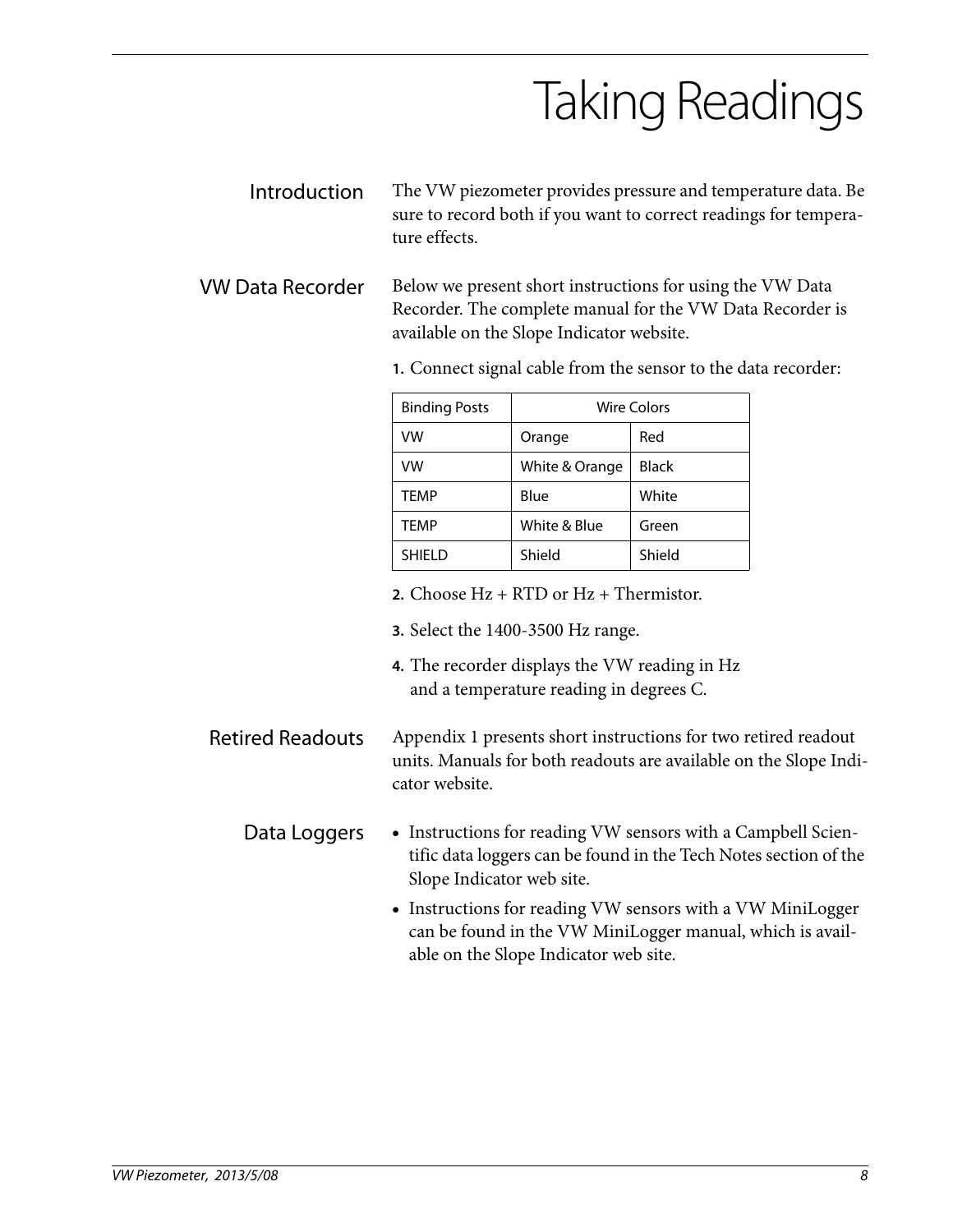# Taking Readings

## Introduction

The VW piezometer provides pressure and temperature data. Be sure to record both if you want to correct readings for temperature effects.

## VW Data Recorder

Below we present short instructions for using the VW Data Recorder. The complete manual for the VW Data Recorder is available on the Slope Indicator website.

1. Connect signal cable from the sensor to the data recorder:

| Binding Posts | Wire Colors | |
|---|---|---|
| VW | Orange | Red |
| VW | White & Orange | Black |
| TEMP | Blue | White |
| TEMP | White & Blue | Green |
| SHIELD | Shield | Shield |

2. Choose Hz + RTD or Hz + Thermistor.
3. Select the 1400-3500 Hz range.
4. The recorder displays the VW reading in Hz and a temperature reading in degrees C.

## Retired Readouts

Appendix 1 presents short instructions for two retired readout units. Manuals for both readouts are available on the Slope Indicator website.

## Data Loggers

- Instructions for reading VW sensors with a Campbell Scientific data loggers can be found in the Tech Notes section of the Slope Indicator web site.
- Instructions for reading VW sensors with a VW MiniLogger can be found in the VW MiniLogger manual, which is available on the Slope Indicator web site.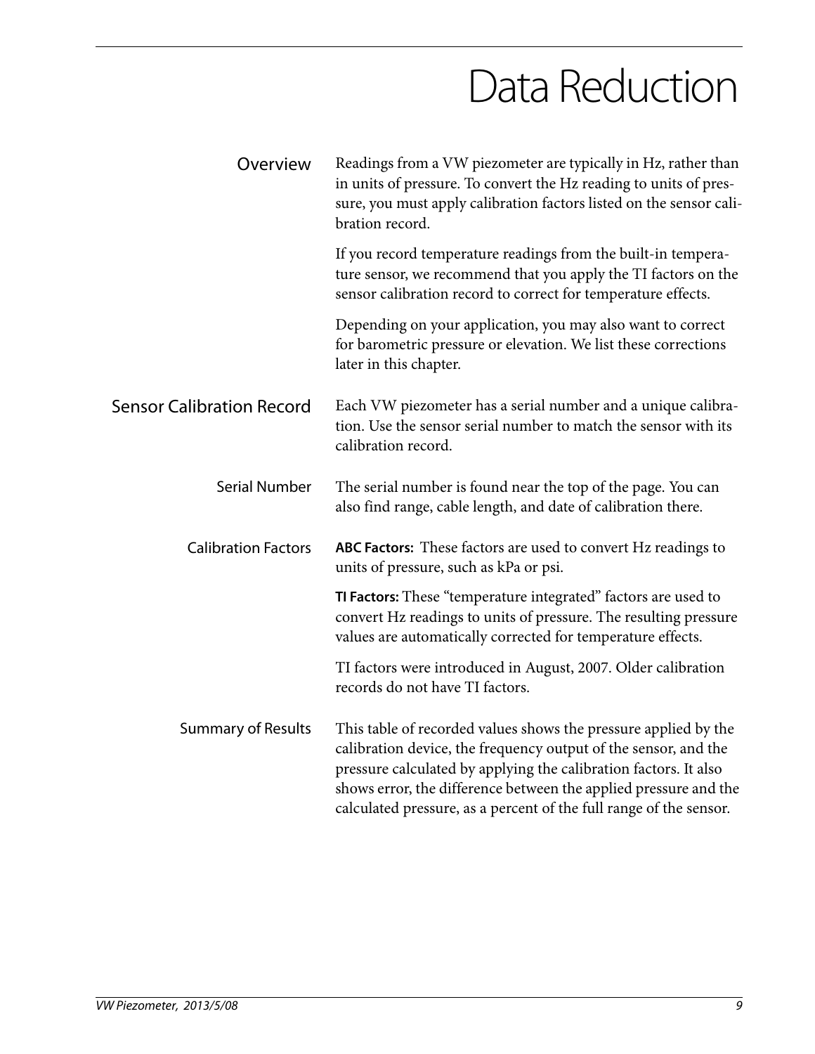# Data Reduction

## Overview

Readings from a VW piezometer are typically in Hz, rather than in units of pressure. To convert the Hz reading to units of pressure, you must apply calibration factors listed on the sensor calibration record.

If you record temperature readings from the built-in temperature sensor, we recommend that you apply the TI factors on the sensor calibration record to correct for temperature effects.

Depending on your application, you may also want to correct for barometric pressure or elevation. We list these corrections later in this chapter.

## Sensor Calibration Record

Each VW piezometer has a serial number and a unique calibration. Use the sensor serial number to match the sensor with its calibration record.

### Serial Number

The serial number is found near the top of the page. You can also find range, cable length, and date of calibration there.

### Calibration Factors

**ABC Factors:** These factors are used to convert Hz readings to units of pressure, such as kPa or psi.

**TI Factors:** These "temperature integrated" factors are used to convert Hz readings to units of pressure. The resulting pressure values are automatically corrected for temperature effects.

TI factors were introduced in August, 2007. Older calibration records do not have TI factors.

### Summary of Results

This table of recorded values shows the pressure applied by the calibration device, the frequency output of the sensor, and the pressure calculated by applying the calibration factors. It also shows error, the difference between the applied pressure and the calculated pressure, as a percent of the full range of the sensor.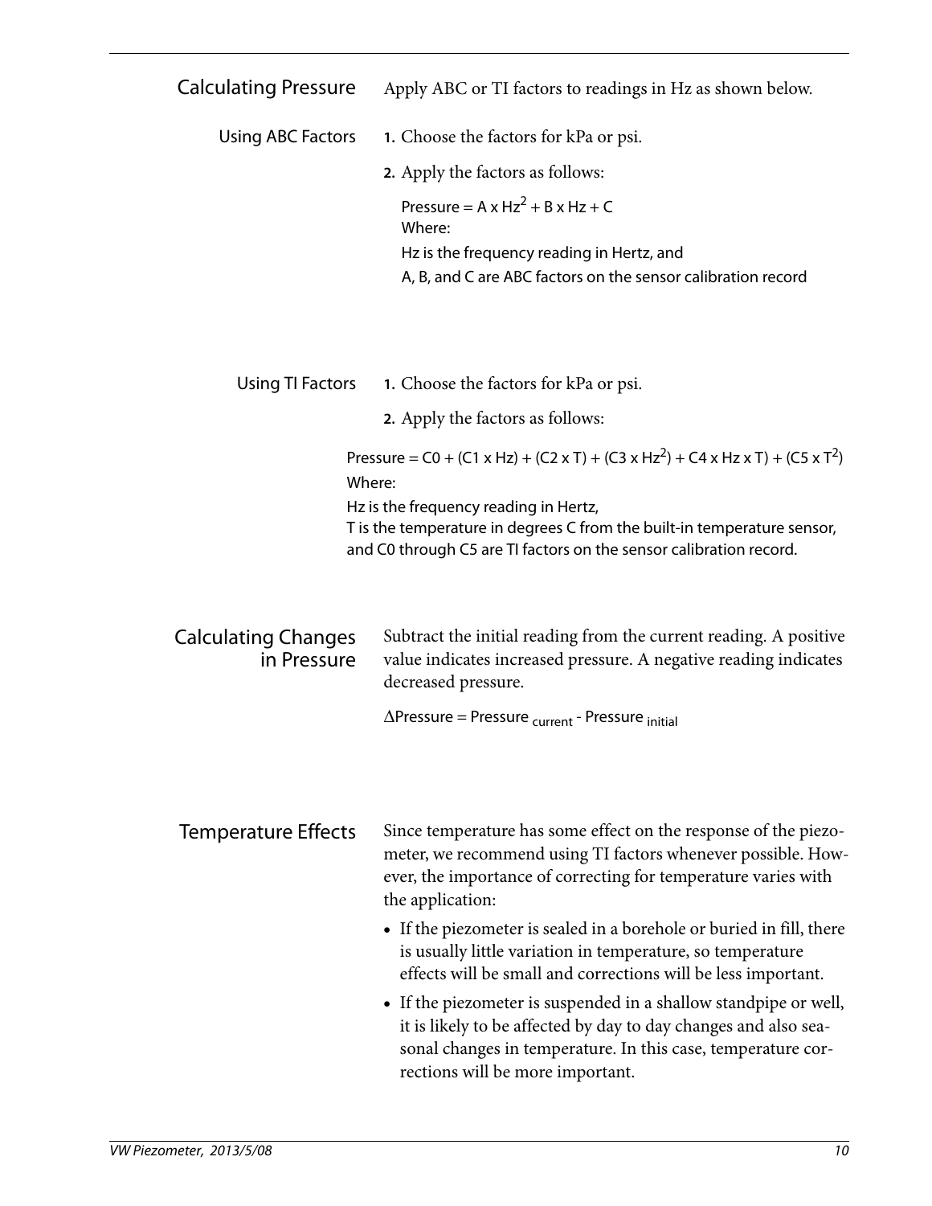## Calculating Pressure

Apply ABC or TI factors to readings in Hz as shown below.

### Using ABC Factors

1. Choose the factors for kPa or psi.
2. Apply the factors as follows:

   $$\text{Pressure} = A \times Hz^2 + B \times Hz + C$$

   Where:

   Hz is the frequency reading in Hertz, and

   A, B, and C are ABC factors on the sensor calibration record

### Using TI Factors

1. Choose the factors for kPa or psi.
2. Apply the factors as follows:

$$\text{Pressure} = C0 + (C1 \times Hz) + (C2 \times T) + (C3 \times Hz^2) + C4 \times Hz \times T) + (C5 \times T^2)$$

Where:

Hz is the frequency reading in Hertz,
T is the temperature in degrees C from the built-in temperature sensor, and C0 through C5 are TI factors on the sensor calibration record.

## Calculating Changes in Pressure

Subtract the initial reading from the current reading. A positive value indicates increased pressure. A negative reading indicates decreased pressure.

$$\Delta\text{Pressure} = \text{Pressure}_{\text{current}} - \text{Pressure}_{\text{initial}}$$

## Temperature Effects

Since temperature has some effect on the response of the piezometer, we recommend using TI factors whenever possible. However, the importance of correcting for temperature varies with the application:

- If the piezometer is sealed in a borehole or buried in fill, there is usually little variation in temperature, so temperature effects will be small and corrections will be less important.
- If the piezometer is suspended in a shallow standpipe or well, it is likely to be affected by day to day changes and also seasonal changes in temperature. In this case, temperature corrections will be more important.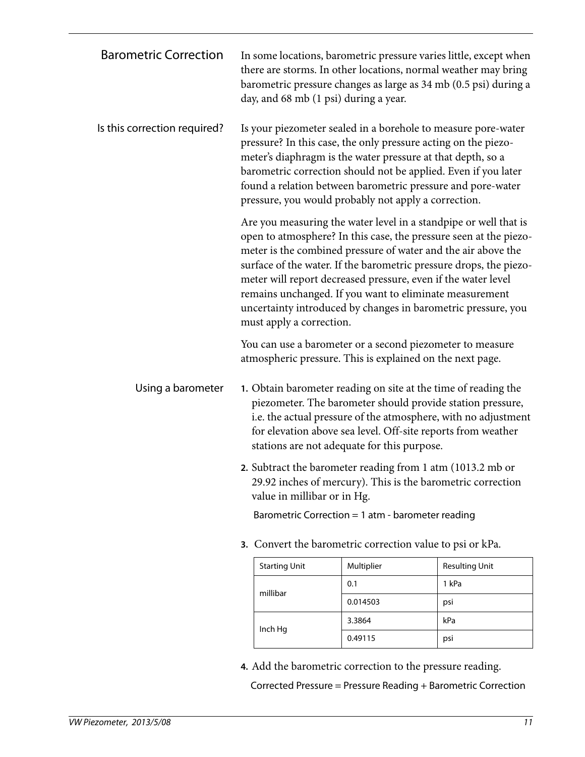## Barometric Correction

In some locations, barometric pressure varies little, except when there are storms. In other locations, normal weather may bring barometric pressure changes as large as 34 mb (0.5 psi) during a day, and 68 mb (1 psi) during a year.

### Is this correction required?

Is your piezometer sealed in a borehole to measure pore-water pressure? In this case, the only pressure acting on the piezometer's diaphragm is the water pressure at that depth, so a barometric correction should not be applied. Even if you later found a relation between barometric pressure and pore-water pressure, you would probably not apply a correction.

Are you measuring the water level in a standpipe or well that is open to atmosphere? In this case, the pressure seen at the piezometer is the combined pressure of water and the air above the surface of the water. If the barometric pressure drops, the piezometer will report decreased pressure, even if the water level remains unchanged. If you want to eliminate measurement uncertainty introduced by changes in barometric pressure, you must apply a correction.

You can use a barometer or a second piezometer to measure atmospheric pressure. This is explained on the next page.

### Using a barometer

1. Obtain barometer reading on site at the time of reading the piezometer. The barometer should provide station pressure, i.e. the actual pressure of the atmosphere, with no adjustment for elevation above sea level. Off-site reports from weather stations are not adequate for this purpose.
2. Subtract the barometer reading from 1 atm (1013.2 mb or 29.92 inches of mercury). This is the barometric correction value in millibar or in Hg.

   Barometric Correction = 1 atm - barometer reading

3. Convert the barometric correction value to psi or kPa.

| Starting Unit | Multiplier | Resulting Unit |
|---|---|---|
| millibar | 0.1 | 1 kPa |
| | 0.014503 | psi |
| Inch Hg | 3.3864 | kPa |
| | 0.49115 | psi |

4. Add the barometric correction to the pressure reading.

   Corrected Pressure = Pressure Reading + Barometric Correction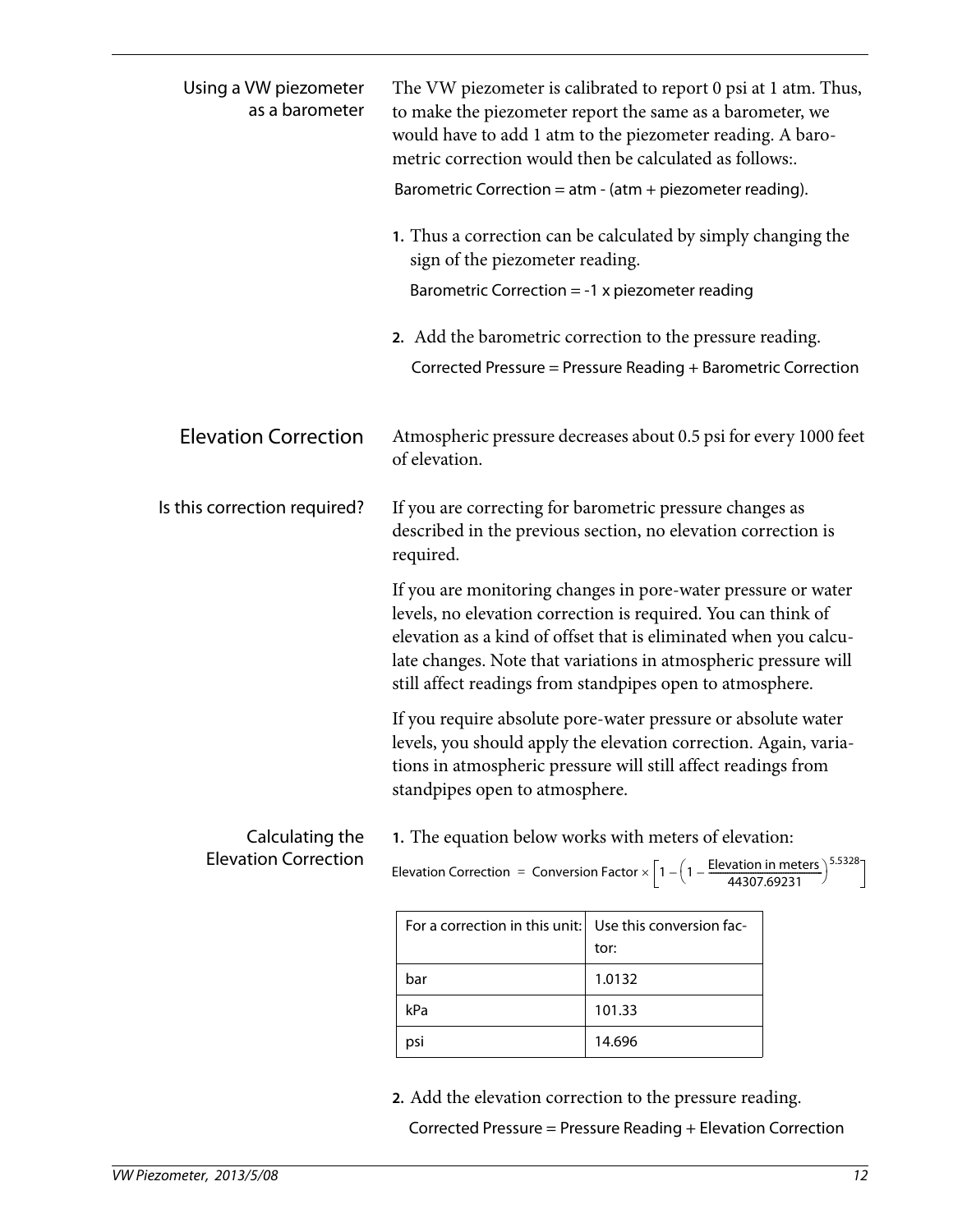### Using a VW piezometer as a barometer

The VW piezometer is calibrated to report 0 psi at 1 atm. Thus, to make the piezometer report the same as a barometer, we would have to add 1 atm to the piezometer reading. A barometric correction would then be calculated as follows:.

Barometric Correction = atm - (atm + piezometer reading).

1. Thus a correction can be calculated by simply changing the sign of the piezometer reading.

   Barometric Correction = -1 x piezometer reading

2. Add the barometric correction to the pressure reading.

   Corrected Pressure = Pressure Reading + Barometric Correction

## Elevation Correction

Atmospheric pressure decreases about 0.5 psi for every 1000 feet of elevation.

### Is this correction required?

If you are correcting for barometric pressure changes as described in the previous section, no elevation correction is required.

If you are monitoring changes in pore-water pressure or water levels, no elevation correction is required. You can think of elevation as a kind of offset that is eliminated when you calculate changes. Note that variations in atmospheric pressure will still affect readings from standpipes open to atmosphere.

If you require absolute pore-water pressure or absolute water levels, you should apply the elevation correction. Again, variations in atmospheric pressure will still affect readings from standpipes open to atmosphere.

### Calculating the Elevation Correction

1. The equation below works with meters of elevation:

$$\text{Elevation Correction} = \text{Conversion Factor} \times \left[1 - \left(1 - \frac{\text{Elevation in meters}}{44307.69231}\right)^{5.5328}\right]$$

| For a correction in this unit: | Use this conversion factor: |
|---|---|
| bar | 1.0132 |
| kPa | 101.33 |
| psi | 14.696 |

2. Add the elevation correction to the pressure reading.

   Corrected Pressure = Pressure Reading + Elevation Correction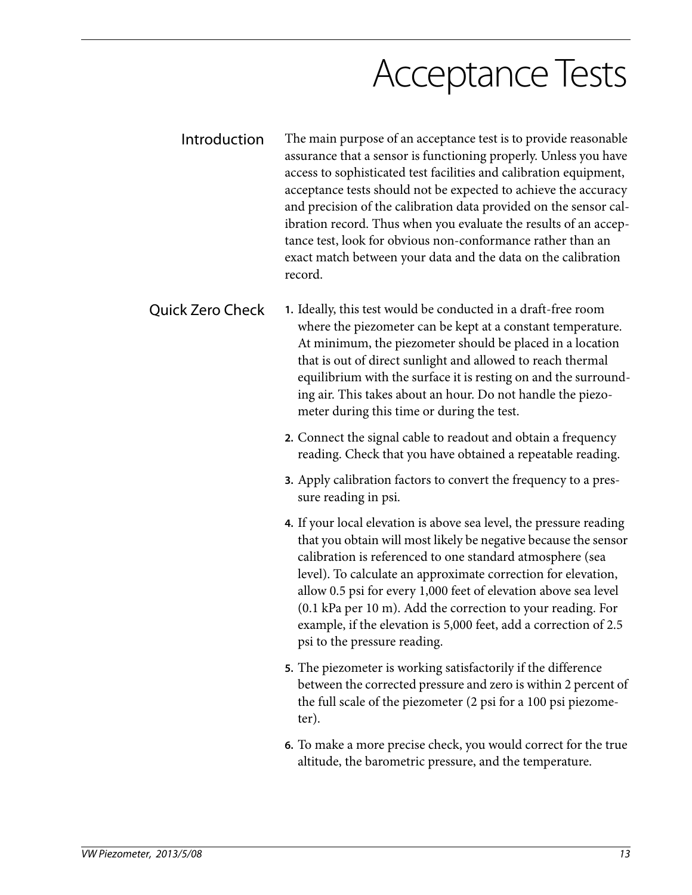# Acceptance Tests

## Introduction

The main purpose of an acceptance test is to provide reasonable assurance that a sensor is functioning properly. Unless you have access to sophisticated test facilities and calibration equipment, acceptance tests should not be expected to achieve the accuracy and precision of the calibration data provided on the sensor calibration record. Thus when you evaluate the results of an acceptance test, look for obvious non-conformance rather than an exact match between your data and the data on the calibration record.

## Quick Zero Check

1. Ideally, this test would be conducted in a draft-free room where the piezometer can be kept at a constant temperature. At minimum, the piezometer should be placed in a location that is out of direct sunlight and allowed to reach thermal equilibrium with the surface it is resting on and the surrounding air. This takes about an hour. Do not handle the piezometer during this time or during the test.
2. Connect the signal cable to readout and obtain a frequency reading. Check that you have obtained a repeatable reading.
3. Apply calibration factors to convert the frequency to a pressure reading in psi.
4. If your local elevation is above sea level, the pressure reading that you obtain will most likely be negative because the sensor calibration is referenced to one standard atmosphere (sea level). To calculate an approximate correction for elevation, allow 0.5 psi for every 1,000 feet of elevation above sea level (0.1 kPa per 10 m). Add the correction to your reading. For example, if the elevation is 5,000 feet, add a correction of 2.5 psi to the pressure reading.
5. The piezometer is working satisfactorily if the difference between the corrected pressure and zero is within 2 percent of the full scale of the piezometer (2 psi for a 100 psi piezometer).
6. To make a more precise check, you would correct for the true altitude, the barometric pressure, and the temperature.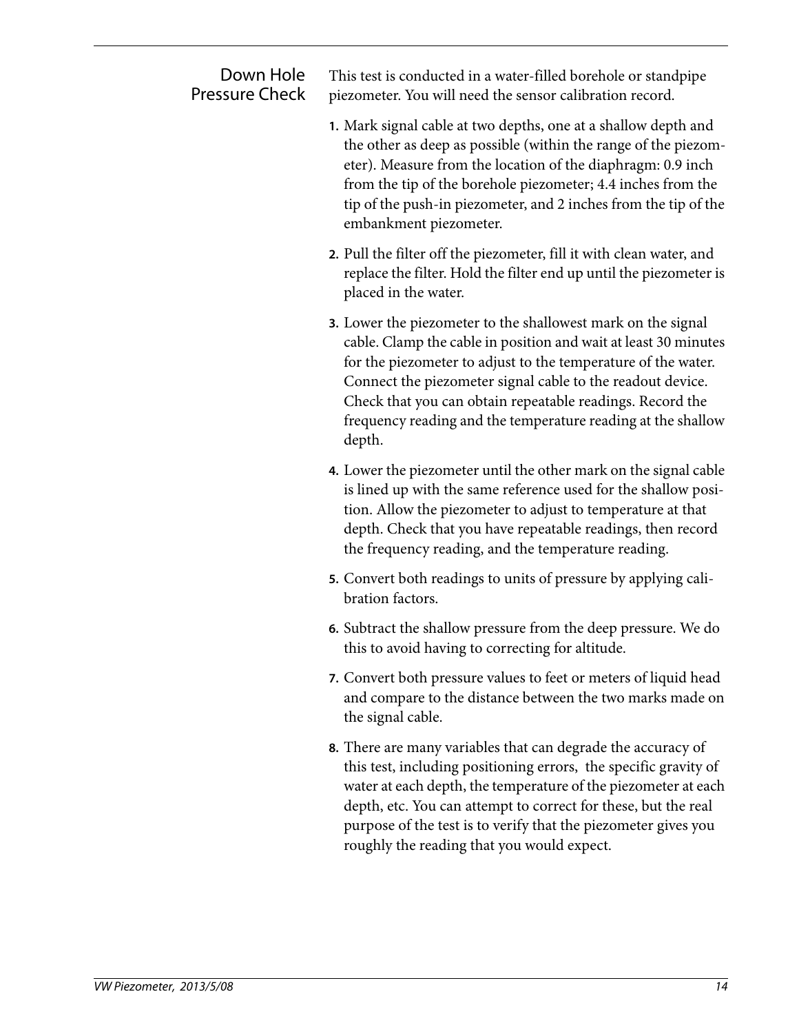## Down Hole Pressure Check

This test is conducted in a water-filled borehole or standpipe piezometer. You will need the sensor calibration record.

1. Mark signal cable at two depths, one at a shallow depth and the other as deep as possible (within the range of the piezometer). Measure from the location of the diaphragm: 0.9 inch from the tip of the borehole piezometer; 4.4 inches from the tip of the push-in piezometer, and 2 inches from the tip of the embankment piezometer.
2. Pull the filter off the piezometer, fill it with clean water, and replace the filter. Hold the filter end up until the piezometer is placed in the water.
3. Lower the piezometer to the shallowest mark on the signal cable. Clamp the cable in position and wait at least 30 minutes for the piezometer to adjust to the temperature of the water. Connect the piezometer signal cable to the readout device. Check that you can obtain repeatable readings. Record the frequency reading and the temperature reading at the shallow depth.
4. Lower the piezometer until the other mark on the signal cable is lined up with the same reference used for the shallow position. Allow the piezometer to adjust to temperature at that depth. Check that you have repeatable readings, then record the frequency reading, and the temperature reading.
5. Convert both readings to units of pressure by applying calibration factors.
6. Subtract the shallow pressure from the deep pressure. We do this to avoid having to correcting for altitude.
7. Convert both pressure values to feet or meters of liquid head and compare to the distance between the two marks made on the signal cable.
8. There are many variables that can degrade the accuracy of this test, including positioning errors, the specific gravity of water at each depth, the temperature of the piezometer at each depth, etc. You can attempt to correct for these, but the real purpose of the test is to verify that the piezometer gives you roughly the reading that you would expect.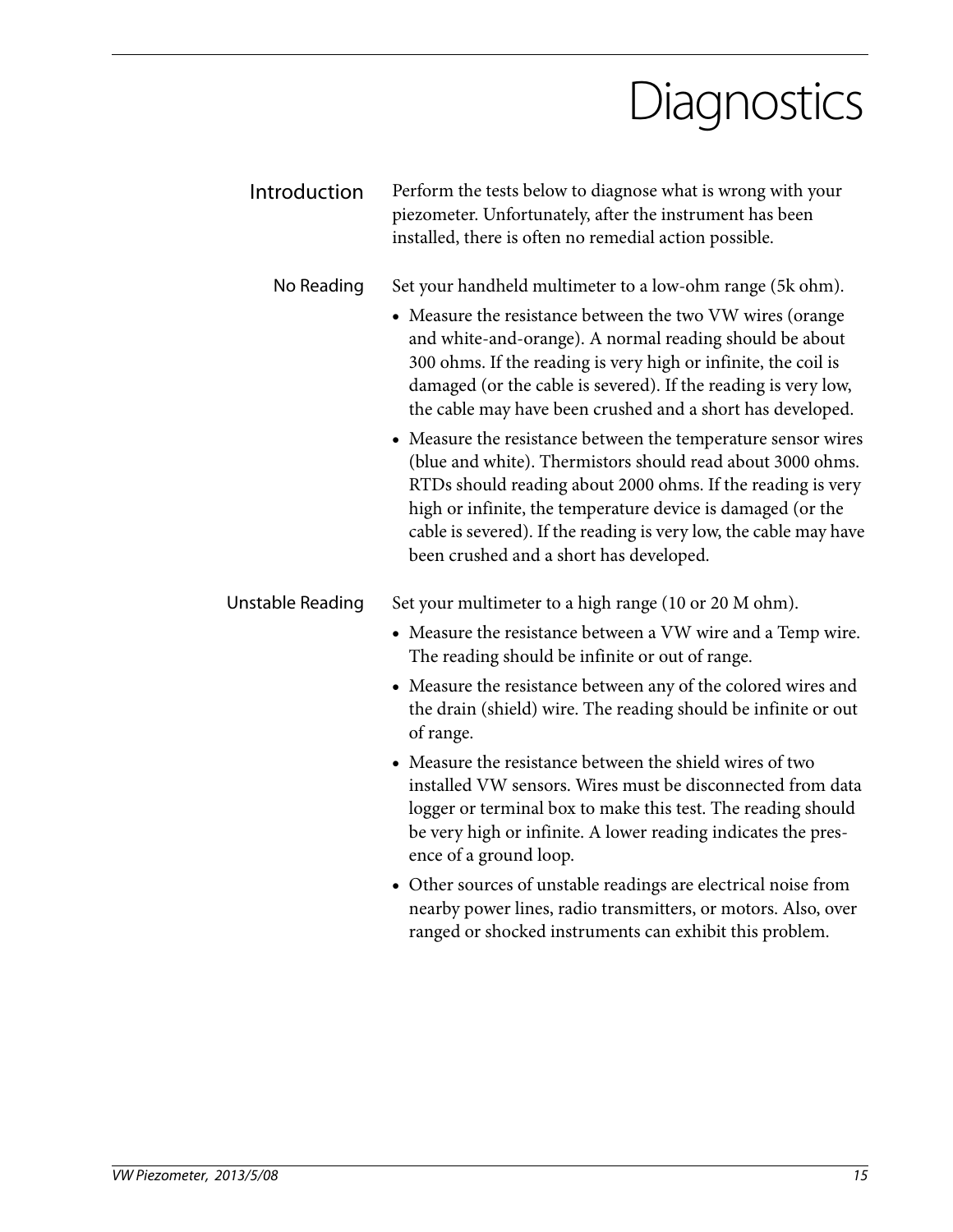# Diagnostics

## Introduction

Perform the tests below to diagnose what is wrong with your piezometer. Unfortunately, after the instrument has been installed, there is often no remedial action possible.

### No Reading

Set your handheld multimeter to a low-ohm range (5k ohm).

- Measure the resistance between the two VW wires (orange and white-and-orange). A normal reading should be about 300 ohms. If the reading is very high or infinite, the coil is damaged (or the cable is severed). If the reading is very low, the cable may have been crushed and a short has developed.
- Measure the resistance between the temperature sensor wires (blue and white). Thermistors should read about 3000 ohms. RTDs should reading about 2000 ohms. If the reading is very high or infinite, the temperature device is damaged (or the cable is severed). If the reading is very low, the cable may have been crushed and a short has developed.

### Unstable Reading

Set your multimeter to a high range (10 or 20 M ohm).

- Measure the resistance between a VW wire and a Temp wire. The reading should be infinite or out of range.
- Measure the resistance between any of the colored wires and the drain (shield) wire. The reading should be infinite or out of range.
- Measure the resistance between the shield wires of two installed VW sensors. Wires must be disconnected from data logger or terminal box to make this test. The reading should be very high or infinite. A lower reading indicates the presence of a ground loop.
- Other sources of unstable readings are electrical noise from nearby power lines, radio transmitters, or motors. Also, over ranged or shocked instruments can exhibit this problem.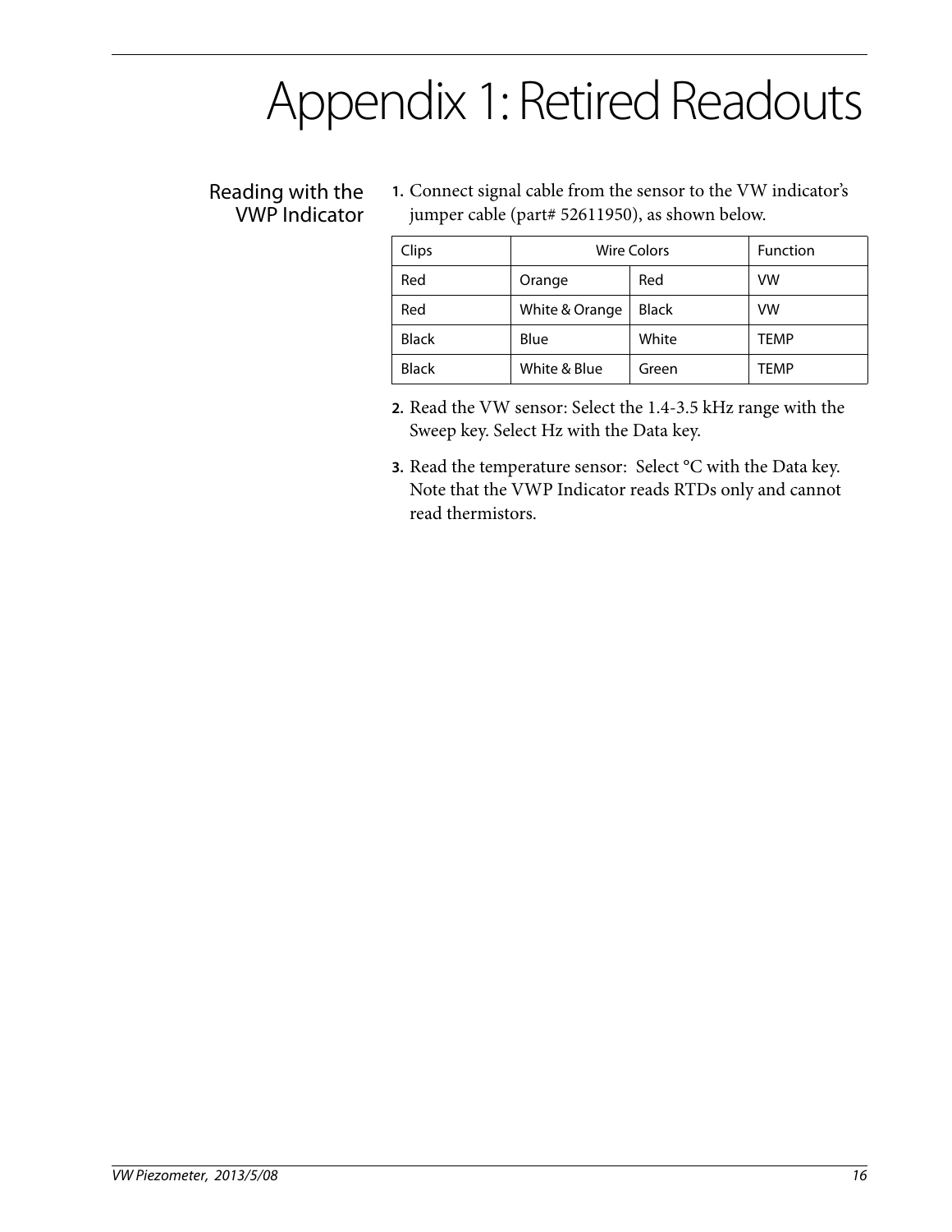# Appendix 1: Retired Readouts

## Reading with the VWP Indicator

1. Connect signal cable from the sensor to the VW indicator's jumper cable (part# 52611950), as shown below.

| Clips | Wire Colors | | Function |
|---|---|---|---|
| Red | Orange | Red | VW |
| Red | White & Orange | Black | VW |
| Black | Blue | White | TEMP |
| Black | White & Blue | Green | TEMP |

2. Read the VW sensor: Select the 1.4-3.5 kHz range with the Sweep key. Select Hz with the Data key.
3. Read the temperature sensor: Select °C with the Data key. Note that the VWP Indicator reads RTDs only and cannot read thermistors.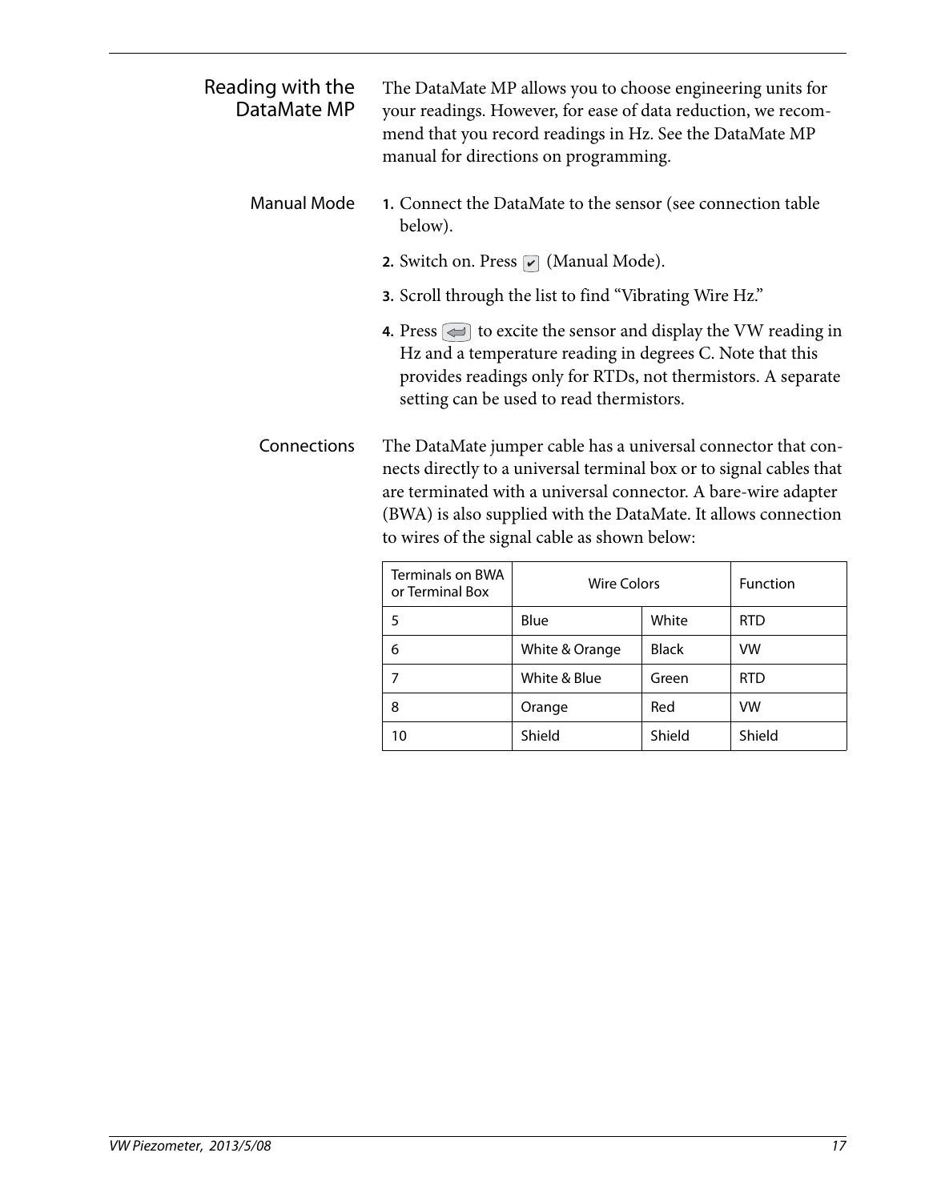## Reading with the DataMate MP

The DataMate MP allows you to choose engineering units for your readings. However, for ease of data reduction, we recommend that you record readings in Hz. See the DataMate MP manual for directions on programming.

### Manual Mode

1. Connect the DataMate to the sensor (see connection table below).
2. Switch on. Press ✔ (Manual Mode).
3. Scroll through the list to find "Vibrating Wire Hz."
4. Press ⏎ to excite the sensor and display the VW reading in Hz and a temperature reading in degrees C. Note that this provides readings only for RTDs, not thermistors. A separate setting can be used to read thermistors.

### Connections

The DataMate jumper cable has a universal connector that connects directly to a universal terminal box or to signal cables that are terminated with a universal connector. A bare-wire adapter (BWA) is also supplied with the DataMate. It allows connection to wires of the signal cable as shown below:

| Terminals on BWA or Terminal Box | Wire Colors | | Function |
|---|---|---|---|
| 5 | Blue | White | RTD |
| 6 | White & Orange | Black | VW |
| 7 | White & Blue | Green | RTD |
| 8 | Orange | Red | VW |
| 10 | Shield | Shield | Shield |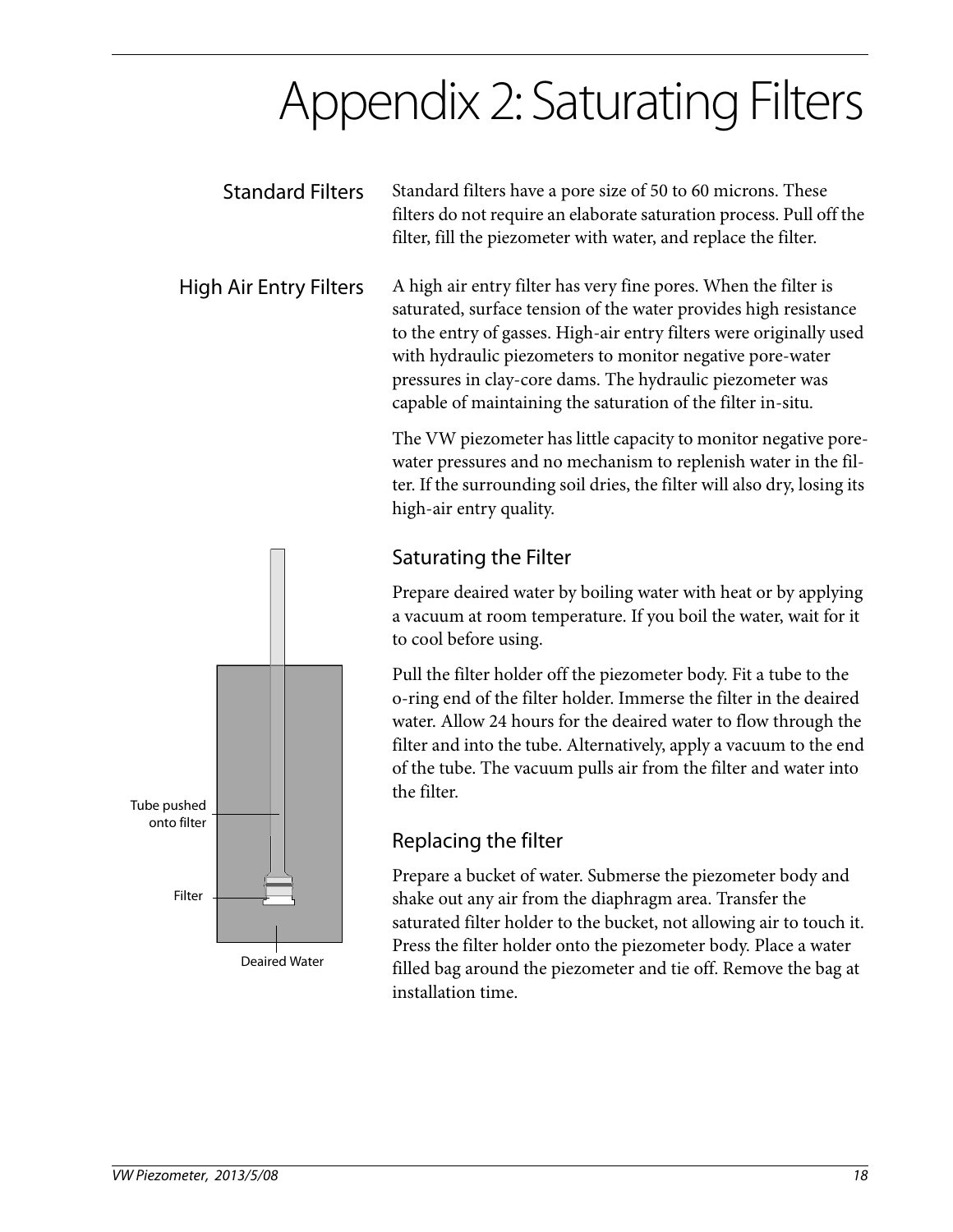# Appendix 2: Saturating Filters

## Standard Filters

Standard filters have a pore size of 50 to 60 microns. These filters do not require an elaborate saturation process. Pull off the filter, fill the piezometer with water, and replace the filter.

## High Air Entry Filters

A high air entry filter has very fine pores. When the filter is saturated, surface tension of the water provides high resistance to the entry of gasses. High-air entry filters were originally used with hydraulic piezometers to monitor negative pore-water pressures in clay-core dams. The hydraulic piezometer was capable of maintaining the saturation of the filter in-situ.

The VW piezometer has little capacity to monitor negative pore-water pressures and no mechanism to replenish water in the filter. If the surrounding soil dries, the filter will also dry, losing its high-air entry quality.

### Saturating the Filter

Prepare deaired water by boiling water with heat or by applying a vacuum at room temperature. If you boil the water, wait for it to cool before using.

Pull the filter holder off the piezometer body. Fit a tube to the o-ring end of the filter holder. Immerse the filter in the deaired water. Allow 24 hours for the deaired water to flow through the filter and into the tube. Alternatively, apply a vacuum to the end of the tube. The vacuum pulls air from the filter and water into the filter.

Tube pushed onto filter

Filter

Deaired Water

### Replacing the filter

Prepare a bucket of water. Submerse the piezometer body and shake out any air from the diaphragm area. Transfer the saturated filter holder to the bucket, not allowing air to touch it. Press the filter holder onto the piezometer body. Place a water filled bag around the piezometer and tie off. Remove the bag at installation time.